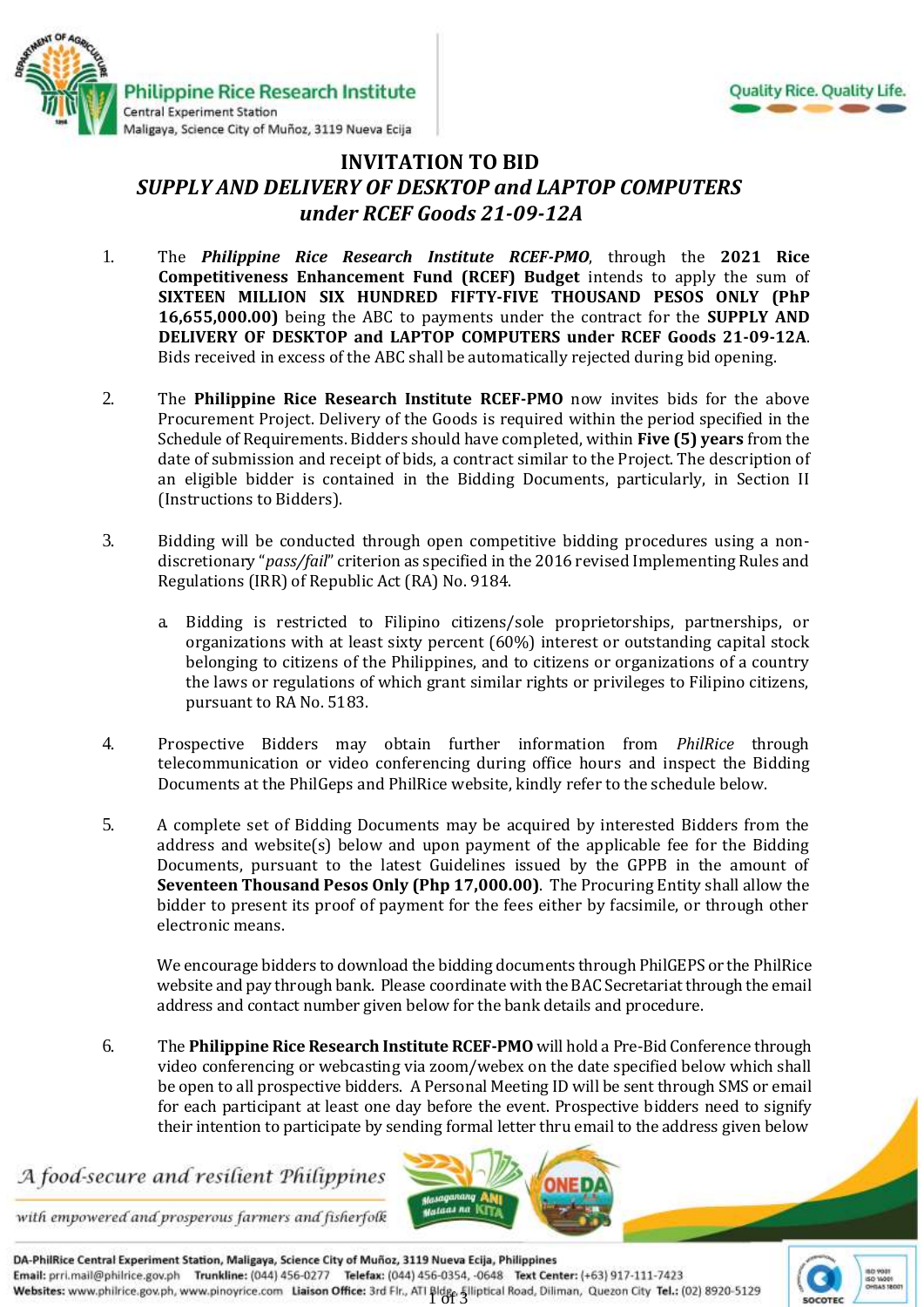# INVITATION TO BID

## *SUPPLY AND DELIVERY OF DESKTOP and LAPTOP COMPUTERS under RCEF Goods 21-09-12A*

1. The ***Philippine Rice Research Institute RCEF-PMO***, through the **2021 Rice Competitiveness Enhancement Fund (RCEF) Budget** intends to apply the sum of **SIXTEEN MILLION SIX HUNDRED FIFTY-FIVE THOUSAND PESOS ONLY (PhP 16,655,000.00)** being the ABC to payments under the contract for the **SUPPLY AND DELIVERY OF DESKTOP and LAPTOP COMPUTERS under RCEF Goods 21-09-12A**. Bids received in excess of the ABC shall be automatically rejected during bid opening.

2. The **Philippine Rice Research Institute RCEF-PMO** now invites bids for the above Procurement Project. Delivery of the Goods is required within the period specified in the Schedule of Requirements. Bidders should have completed, within **Five (5) years** from the date of submission and receipt of bids, a contract similar to the Project. The description of an eligible bidder is contained in the Bidding Documents, particularly, in Section II (Instructions to Bidders).

3. Bidding will be conducted through open competitive bidding procedures using a non-discretionary "*pass/fail*" criterion as specified in the 2016 revised Implementing Rules and Regulations (IRR) of Republic Act (RA) No. 9184.

   a. Bidding is restricted to Filipino citizens/sole proprietorships, partnerships, or organizations with at least sixty percent (60%) interest or outstanding capital stock belonging to citizens of the Philippines, and to citizens or organizations of a country the laws or regulations of which grant similar rights or privileges to Filipino citizens, pursuant to RA No. 5183.

4. Prospective Bidders may obtain further information from *PhilRice* through telecommunication or video conferencing during office hours and inspect the Bidding Documents at the PhilGeps and PhilRice website, kindly refer to the schedule below.

5. A complete set of Bidding Documents may be acquired by interested Bidders from the address and website(s) below and upon payment of the applicable fee for the Bidding Documents, pursuant to the latest Guidelines issued by the GPPB in the amount of **Seventeen Thousand Pesos Only (Php 17,000.00)**. The Procuring Entity shall allow the bidder to present its proof of payment for the fees either by facsimile, or through other electronic means.

   We encourage bidders to download the bidding documents through PhilGEPS or the PhilRice website and pay through bank. Please coordinate with the BAC Secretariat through the email address and contact number given below for the bank details and procedure.

6. The **Philippine Rice Research Institute RCEF-PMO** will hold a Pre-Bid Conference through video conferencing or webcasting via zoom/webex on the date specified below which shall be open to all prospective bidders. A Personal Meeting ID will be sent through SMS or email for each participant at least one day before the event. Prospective bidders need to signify their intention to participate by sending formal letter thru email to the address given below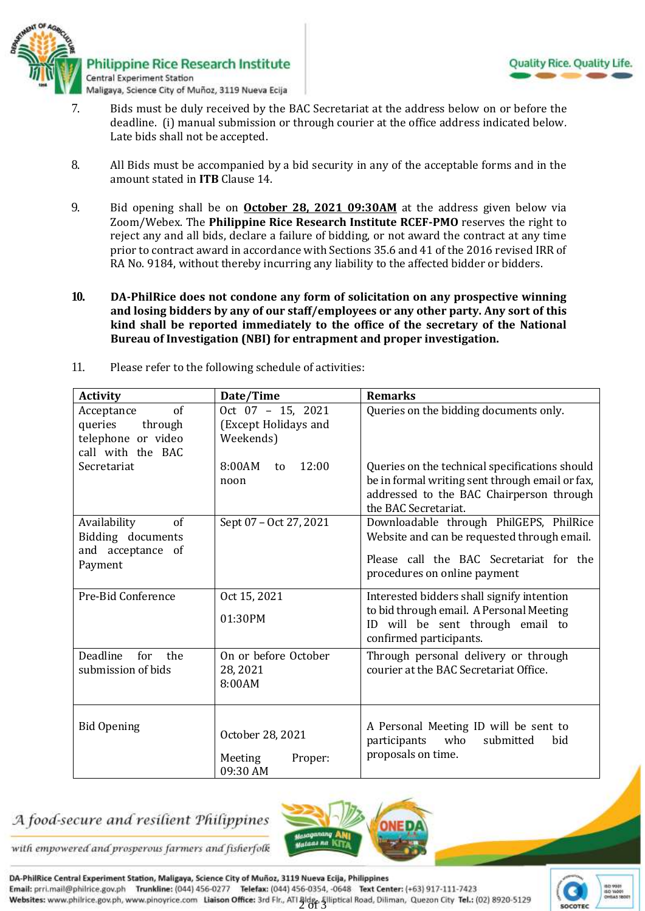7. Bids must be duly received by the BAC Secretariat at the address below on or before the deadline. (i) manual submission or through courier at the office address indicated below. Late bids shall not be accepted.

8. All Bids must be accompanied by a bid security in any of the acceptable forms and in the amount stated in **ITB** Clause 14.

9. Bid opening shall be on **October 28, 2021 09:30AM** at the address given below via Zoom/Webex. The **Philippine Rice Research Institute RCEF-PMO** reserves the right to reject any and all bids, declare a failure of bidding, or not award the contract at any time prior to contract award in accordance with Sections 35.6 and 41 of the 2016 revised IRR of RA No. 9184, without thereby incurring any liability to the affected bidder or bidders.

**10. DA-PhilRice does not condone any form of solicitation on any prospective winning and losing bidders by any of our staff/employees or any other party. Any sort of this kind shall be reported immediately to the office of the secretary of the National Bureau of Investigation (NBI) for entrapment and proper investigation.**

11. Please refer to the following schedule of activities:

| Activity | Date/Time | Remarks |
|---|---|---|
| Acceptance of queries through telephone or video call with the BAC Secretariat | Oct 07 – 15, 2021 (Except Holidays and Weekends)<br><br>8:00AM to 12:00 noon | Queries on the bidding documents only.<br><br>Queries on the technical specifications should be in formal writing sent through email or fax, addressed to the BAC Chairperson through the BAC Secretariat. |
| Availability of Bidding documents and acceptance of Payment | Sept 07 – Oct 27, 2021 | Downloadable through PhilGEPS, PhilRice Website and can be requested through email.<br><br>Please call the BAC Secretariat for the procedures on online payment |
| Pre-Bid Conference | Oct 15, 2021<br><br>01:30PM | Interested bidders shall signify intention to bid through email. A Personal Meeting ID will be sent through email to confirmed participants. |
| Deadline for the submission of bids | On or before October 28, 2021 8:00AM | Through personal delivery or through courier at the BAC Secretariat Office. |
| Bid Opening | October 28, 2021<br><br>Meeting Proper: 09:30 AM | A Personal Meeting ID will be sent to participants who submitted bid proposals on time. |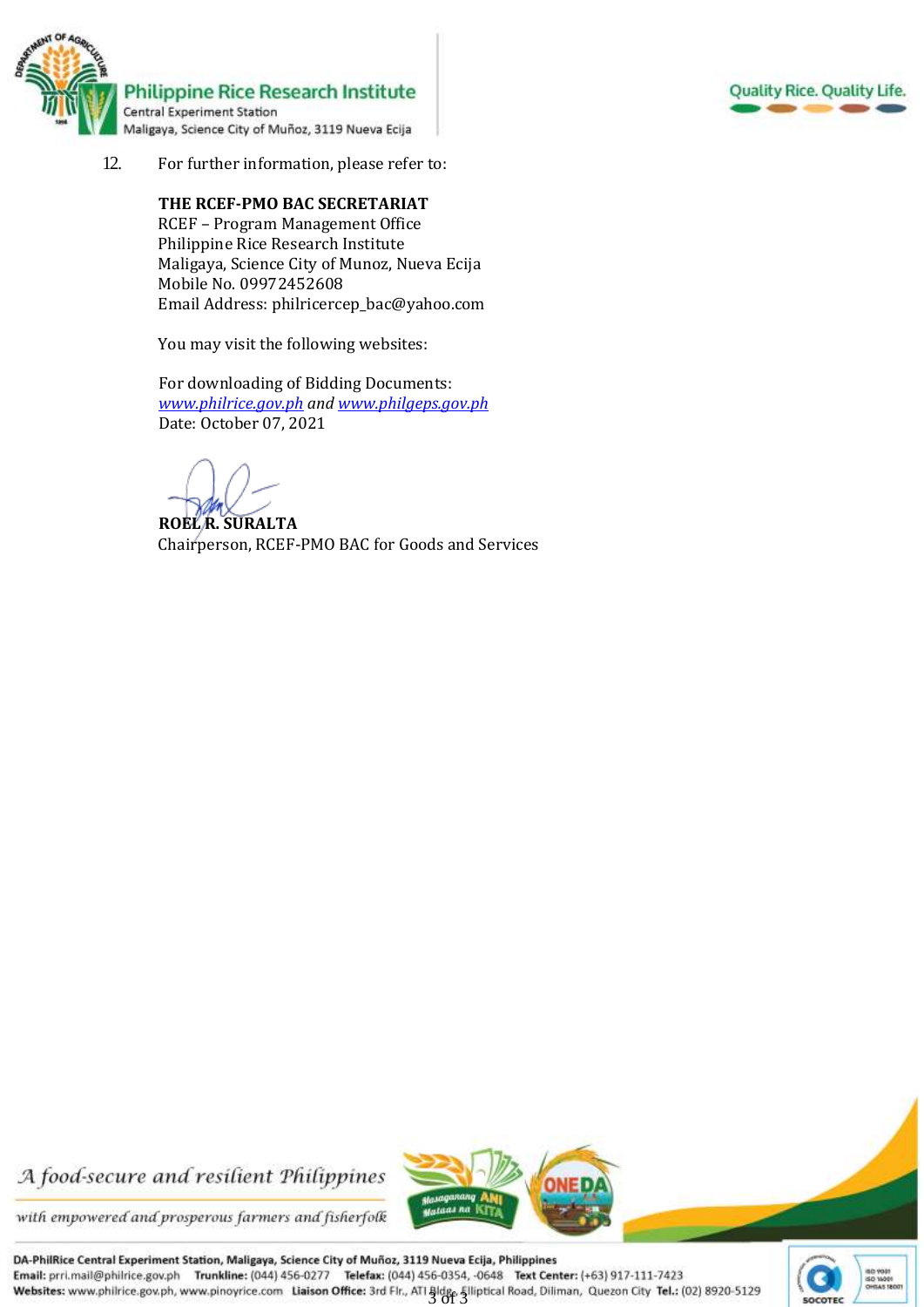12. For further information, please refer to:

**THE RCEF-PMO BAC SECRETARIAT**
RCEF – Program Management Office
Philippine Rice Research Institute
Maligaya, Science City of Munoz, Nueva Ecija
Mobile No. 09972452608
Email Address: philricercep_bac@yahoo.com

You may visit the following websites:

For downloading of Bidding Documents:
*www.philrice.gov.ph and www.philgeps.gov.ph*
Date: October 07, 2021

**ROEL R. SURALTA**
Chairperson, RCEF-PMO BAC for Goods and Services